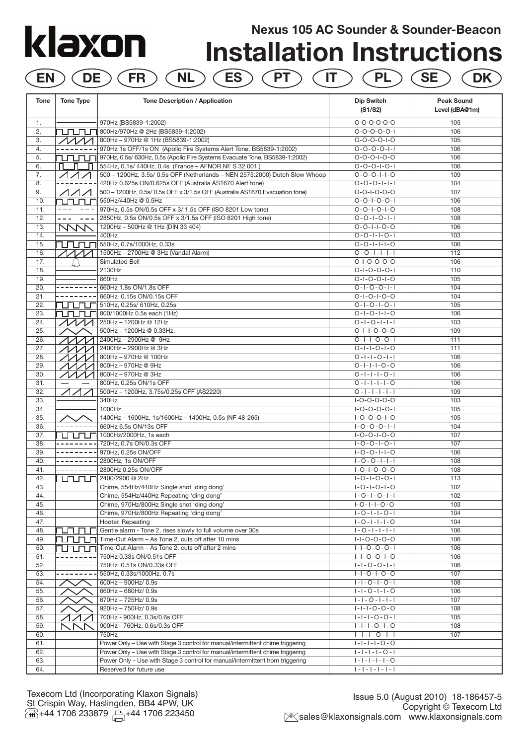# klaxon

## Nexus 105 AC Sounder & Sounder-Beacon

# Installation Instructions

EN DE FR NL ES PT IT PL SE DK

| Tone | Tone Type | Tone Description / Application | Dip Switch (S1/S2) | Peak Sound Level (dBA@1m) |
|---|---|---|---|---|
| 1. | | 970Hz (BS5839-1:2002) | O-O-O-O-O-O | 105 |
| 2. | | 800Hz/970Hz @ 2Hz (BS5839-1:2002) | O-O-O-O-O-I | 106 |
| 3. | | 800Hz – 970Hz @ 1Hz (BS5839-1:2002) | O-O-O-O-I-O | 105 |
| 4. | | 970Hz 1s OFF/1s ON (Apollo Fire Systems Alert Tone, BS5839-1:2002) | O-O-O-O-I-I | 106 |
| 5. | | 970Hz, 0.5s/ 630Hz, 0.5s (Apollo Fire Systems Evacuate Tone, BS5839-1:2002) | O-O-O-I-O-O | 106 |
| 6. | | 554Hz, 0.1s/ 440Hz, 0.4s (France – AFNOR NF S 32 001 ) | O-O-O-I-O-I | 106 |
| 7. | | 500 – 1200Hz, 3.5s/ 0.5s OFF (Netherlands – NEN 2575:2000) Dutch Slow Whoop | O-O-O-I-I-O | 109 |
| 8. | | 420Hz 0.625s ON/0.625s OFF (Australia AS1670 Alert tone) | O-O-O-I-I-I | 104 |
| 9. | | 500 – 1200Hz, 0.5s/ 0.5s OFF x 3/1.5s OFF (Australia AS1670 Evacuation tone) | O-O-I-O-O-O | 107 |
| 10. | | 550Hz/440Hz @ 0.5Hz | O-O-I-O-O-I | 106 |
| 11. | | 970Hz, 0.5s ON/0.5s OFF x 3/ 1.5s OFF (ISO 8201 Low tone) | O-O-I-O-I-O | 108 |
| 12. | | 2850Hz, 0.5s ON/0.5s OFF x 3/1.5s OFF (ISO 8201 High tone) | O-O-I-O-I-I | 108 |
| 13. | | 1200Hz – 500Hz @ 1Hz (DIN 33 404) | O-O-I-I-O-O | 106 |
| 14. | | 400Hz | O-O-I-I-O-I | 103 |
| 15. | | 550Hz, 0.7s/1000Hz, 0.33s | O-O-I-I-I-O | 106 |
| 16. | | 1500Hz – 2700Hz @ 3Hz (Vandal Alarm) | O-O-I-I-I-I | 112 |
| 17. | | Simulated Bell | O-I-O-O-O-O | 106 |
| 18. | | 2130Hz | O-I-O-O-O-I | 110 |
| 19. | | 660Hz | O-I-O-O-I-O | 105 |
| 20. | | 660Hz 1.8s ON/1.8s OFF | O-I-O-O-I-I | 104 |
| 21. | | 660Hz 0.15s ON/0.15s OFF | O-I-O-I-O-O | 104 |
| 22. | | 510Hz, 0.25s/ 610Hz, 0.25s | O-I-O-I-O-I | 105 |
| 23. | | 800/1000Hz 0.5s each (1Hz) | O-I-O-I-I-O | 106 |
| 24. | | 250Hz – 1200Hz @ 12Hz | O-I-O-I-I-I | 103 |
| 25. | | 500Hz – 1200Hz @ 0.33Hz. | O-I-I-O-O-O | 109 |
| 26. | | 2400Hz – 2900Hz @ 9Hz | O-I-I-O-O-I | 111 |
| 27. | | 2400Hz – 2900Hz @ 3Hz | O-I-I-O-I-O | 111 |
| 28. | | 800Hz – 970Hz @ 100Hz | O-I-I-O-I-I | 106 |
| 29. | | 800Hz – 970Hz @ 9Hz | O-I-I-I-O-O | 106 |
| 30. | | 800Hz – 970Hz @ 3Hz | O-I-I-I-O-I | 106 |
| 31. | | 800Hz, 0.25s ON/1s OFF | O-I-I-I-I-O | 106 |
| 32. | | 500Hz – 1200Hz, 3.75s/0.25s OFF (AS2220) | O-I-I-I-I-I | 109 |
| 33. | | 340Hz | I-O-O-O-O-O | 103 |
| 34. | | 1000Hz | I-O-O-O-O-I | 105 |
| 35. | | 1400Hz – 1600Hz, 1s/1600Hz – 1400Hz, 0.5s (NF 48-265) | I-O-O-O-I-O | 105 |
| 36. | | 660Hz 6.5s ON/13s OFF | I-O-O-O-I-I | 104 |
| 37. | | 1000Hz/2000Hz, 1s each | I-O-O-I-O-O | 107 |
| 38. | | 720Hz, 0.7s ON/0.3s OFF | I-O-O-I-O-I | 107 |
| 39. | | 970Hz, 0.25s ON/OFF | I-O-O-I-I-O | 106 |
| 40. | | 2800Hz, 1s ON/OFF | I-O-O-I-I-I | 108 |
| 41. | | 2800Hz 0.25s ON/OFF | I-O-I-O-O-O | 108 |
| 42. | | 2400/2900 @ 2Hz | I-O-I-O-O-I | 113 |
| 43. | | Chime, 554Hz/440Hz Single shot 'ding dong' | I-O-I-O-I-O | 102 |
| 44. | | Chime, 554Hz/440Hz Repeating 'ding dong' | I-O-I-O-I-I | 102 |
| 45. | | Chime, 970Hz/800Hz Single shot 'ding dong' | I-O-I-I-O-O | 103 |
| 46. | | Chime, 970Hz/800Hz Repeating 'ding dong' | I-O-I-I-O-I | 104 |
| 47. | | Hooter, Repeating | I-O-I-I-I-O | 104 |
| 48. | | Gentle alarm - Tone 2, rises slowly to full volume over 30s | I-O-I-I-I-I | 106 |
| 49. | | Time-Out Alarm – As Tone 2, cuts off after 10 mins | I-I-O-O-O-O | 106 |
| 50. | | Time-Out Alarm – As Tone 2, cuts off after 2 mins | I-I-O-O-O-I | 106 |
| 51. | | 750Hz 0.33s ON/0.51s OFF | I-I-O-O-I-O | 106 |
| 52. | | 750Hz 0.51s ON/0.33s OFF | I-I-O-O-I-I | 106 |
| 53. | | 550Hz, 0.33s/1000Hz, 0.7s | I-I-O-I-O-O | 107 |
| 54. | | 600Hz – 900Hz/ 0.9s | I-I-O-I-O-I | 108 |
| 55. | | 660Hz – 680Hz/ 0.9s | I-I-O-I-I-O | 106 |
| 56. | | 670Hz – 725Hz/ 0.9s | I-I-O-I-I-I | 107 |
| 57. | | 920Hz – 750Hz/ 0.9s | I-I-I-O-O-O | 108 |
| 58. | | 700Hz - 900Hz, 0.3s/0.6s OFF | I-I-I-O-O-I | 105 |
| 59. | | 900Hz - 760Hz, 0.6s/0.3s OFF | I-I-I-O-I-O | 108 |
| 60. | | 750Hz | I-I-I-O-I-I | 107 |
| 61. | | Power Only – Use with Stage 3 control for manual/intermittent chime triggering | I-I-I-I-O-O | |
| 62. | | Power Only – Use with Stage 3 control for manual/intermittent chime triggering | I-I-I-I-O-I | |
| 63. | | Power Only – Use with Stage 3 control for manual/intermittent horn triggering | I-I-I-I-I-O | |
| 64. | | Reserved for future use | I-I-I-I-I-I | |

Texecom Ltd (Incorporating Klaxon Signals)
St Crispin Way, Haslingden, BB4 4PW, UK
+44 1706 233879 +44 1706 223450

Issue 5.0 (August 2010) 18-186457-5
Copyright © Texecom Ltd
sales@klaxonsignals.com www.klaxonsignals.com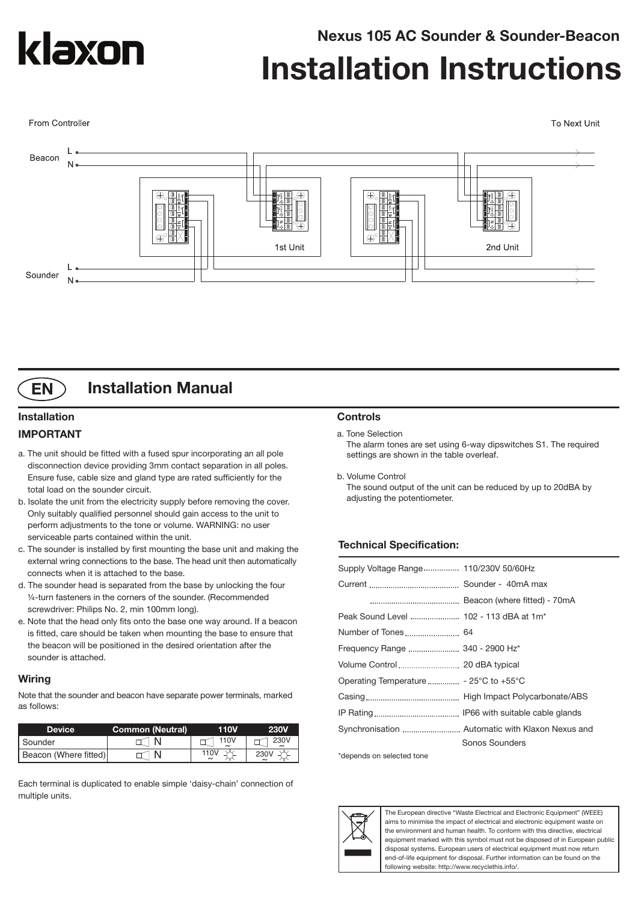# klaxon

## Nexus 105 AC Sounder & Sounder-Beacon

# Installation Instructions

From Controller

To Next Unit

Beacon L N

1st Unit

2nd Unit

Sounder L N

## EN Installation Manual

### Installation

#### IMPORTANT

a. The unit should be fitted with a fused spur incorporating an all pole disconnection device providing 3mm contact separation in all poles. Ensure fuse, cable size and gland type are rated sufficiently for the total load on the sounder circuit.

b. Isolate the unit from the electricity supply before removing the cover. Only suitably qualified personnel should gain access to the unit to perform adjustments to the tone or volume. WARNING: no user serviceable parts contained within the unit.

c. The sounder is installed by first mounting the base unit and making the external wring connections to the base. The head unit then automatically connects when it is attached to the base.

d. The sounder head is separated from the base by unlocking the four ¼-turn fasteners in the corners of the sounder. (Recommended screwdriver: Philips No. 2, min 100mm long).

e. Note that the head only fits onto the base one way around. If a beacon is fitted, care should be taken when mounting the base to ensure that the beacon will be positioned in the desired orientation after the sounder is attached.

### Wiring

Note that the sounder and beacon have separate power terminals, marked as follows:

| Device | Common (Neutral) | 110V | 230V |
|---|---|---|---|
| Sounder | N | 110V ~ | 230V ~ |
| Beacon (Where fitted) | N | 110V ~ | 230V ~ |

Each terminal is duplicated to enable simple 'daisy-chain' connection of multiple units.

### Controls

a. Tone Selection
The alarm tones are set using 6-way dipswitches S1. The required settings are shown in the table overleaf.

b. Volume Control
The sound output of the unit can be reduced by up to 20dBA by adjusting the potentiometer.

### Technical Specification:

| | |
|---|---|
| Supply Voltage Range | 110/230V 50/60Hz |
| Current | Sounder - 40mA max |
| | Beacon (where fitted) - 70mA |
| Peak Sound Level | 102 - 113 dBA at 1m* |
| Number of Tones | 64 |
| Frequency Range | 340 - 2900 Hz* |
| Volume Control | 20 dBA typical |
| Operating Temperature | - 25°C to +55°C |
| Casing | High Impact Polycarbonate/ABS |
| IP Rating | IP66 with suitable cable glands |
| Synchronisation | Automatic with Klaxon Nexus and Sonos Sounders |

*depends on selected tone

The European directive "Waste Electrical and Electronic Equipment" (WEEE) aims to minimise the impact of electrical and electronic equipment waste on the environment and human health. To conform with this directive, electrical equipment marked with this symbol must not be disposed of in European public disposal systems. European users of electrical equipment must now return end-of-life equipment for disposal. Further information can be found on the following website: http://www.recyclethis.info/.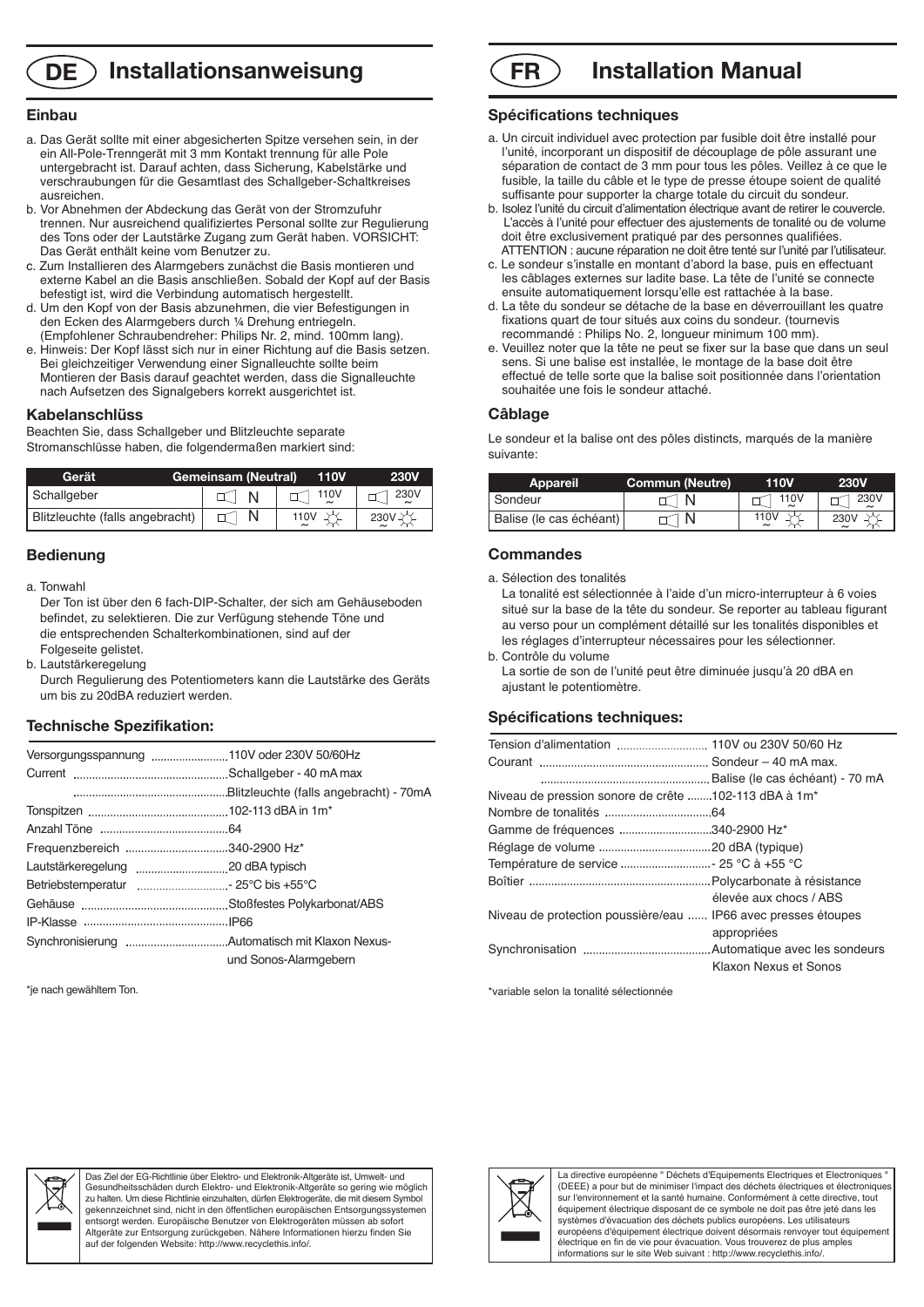# DE Installationsanweisung

## Einbau

a. Das Gerät sollte mit einer abgesicherten Spitze versehen sein, in der ein All-Pole-Trenngerät mit 3 mm Kontakt trennung für alle Pole untergebracht ist. Darauf achten, dass Sicherung, Kabelstärke und verschraubungen für die Gesamtlast des Schallgeber-Schaltkreises ausreichen.
b. Vor Abnehmen der Abdeckung das Gerät von der Stromzufuhr trennen. Nur ausreichend qualifiziertes Personal sollte zur Regulierung des Tons oder der Lautstärke Zugang zum Gerät haben. VORSICHT: Das Gerät enthält keine vom Benutzer zu.
c. Zum Installieren des Alarmgebers zunächst die Basis montieren und externe Kabel an die Basis anschließen. Sobald der Kopf auf der Basis befestigt ist, wird die Verbindung automatisch hergestellt.
d. Um den Kopf von der Basis abzunehmen, die vier Befestigungen in den Ecken des Alarmgebers durch ¼ Drehung entriegeln. (Empfohlener Schraubendreher: Philips Nr. 2, mind. 100mm lang).
e. Hinweis: Der Kopf lässt sich nur in einer Richtung auf die Basis setzen. Bei gleichzeitiger Verwendung einer Signalleuchte sollte beim Montieren der Basis darauf geachtet werden, dass die Signalleuchte nach Aufsetzen des Signalgebers korrekt ausgerichtet ist.

## Kabelanschlüss

Beachten Sie, dass Schallgeber und Blitzleuchte separate Stromanschlüsse haben, die folgendermaßen markiert sind:

| Gerät | Gemeinsam (Neutral) | 110V | 230V |
|---|---|---|---|
| Schallgeber | N | 110V ~ | 230V ~ |
| Blitzleuchte (falls angebracht) | N | 110V ~ | 230V ~ |

## Bedienung

a. Tonwahl
Der Ton ist über den 6 fach-DIP-Schalter, der sich am Gehäuseboden befindet, zu selektieren. Die zur Verfügung stehende Töne und die entsprechenden Schalterkombinationen, sind auf der Folgeseite gelistet.
b. Lautstärkeregelung
Durch Regulierung des Potentiometers kann die Lautstärke des Geräts um bis zu 20dBA reduziert werden.

## Technische Spezifikation:

| | |
|---|---|
| Versorgungsspannung | 110V oder 230V 50/60Hz |
| Current | Schallgeber - 40 mA max |
| | Blitzleuchte (falls angebracht) - 70mA |
| Tonspitzen | 102-113 dBA in 1m* |
| Anzahl Töne | 64 |
| Frequenzbereich | 340-2900 Hz* |
| Lautstärkeregelung | 20 dBA typisch |
| Betriebstemperatur | - 25°C bis +55°C |
| Gehäuse | Stoßfestes Polykarbonat/ABS |
| IP-Klasse | IP66 |
| Synchronisierung | Automatisch mit Klaxon Nexus- und Sonos-Alarmgebern |

*je nach gewähltem Ton.

Das Ziel der EG-Richtlinie über Elektro- und Elektronik-Altgeräte ist, Umwelt- und Gesundheitsschäden durch Elektro- und Elektronik-Altgeräte so gering wie möglich zu halten. Um diese Richtlinie einzuhalten, dürfen Elektrogeräte, die mit diesem Symbol gekennzeichnet sind, nicht in den öffentlichen europäischen Entsorgungssystemen entsorgt werden. Europäische Benutzer von Elektrogeräten müssen ab sofort Altgeräte zur Entsorgung zurückgeben. Nähere Informationen hierzu finden Sie auf der folgenden Website: http://www.recyclethis.info/.

# FR Installation Manual

## Spécifications techniques

a. Un circuit individuel avec protection par fusible doit être installé pour l'unité, incorporant un dispositif de découplage de pôle assurant une séparation de contact de 3 mm pour tous les pôles. Veillez à ce que le fusible, la taille du câble et le type de presse étoupe soient de qualité suffisante pour supporter la charge totale du circuit du sondeur.
b. Isolez l'unité du circuit d'alimentation électrique avant de retirer le couvercle. L'accès à l'unité pour effectuer des ajustements de tonalité ou de volume doit être exclusivement pratiqué par des personnes qualifiées. ATTENTION : aucune réparation ne doit être tenté sur l'unité par l'utilisateur.
c. Le sondeur s'installe en montant d'abord la base, puis en effectuant les câblages externes sur ladite base. La tête de l'unité se connecte ensuite automatiquement lorsqu'elle est rattachée à la base.
d. La tête du sondeur se détache de la base en déverrouillant les quatre fixations quart de tour situés aux coins du sondeur. (tournevis recommandé : Philips No. 2, longueur minimum 100 mm).
e. Veuillez noter que la tête ne peut se fixer sur la base que dans un seul sens. Si une balise est installée, le montage de la base doit être effectué de telle sorte que la balise soit positionnée dans l'orientation souhaitée une fois le sondeur attaché.

## Câblage

Le sondeur et la balise ont des pôles distincts, marqués de la manière suivante:

| Appareil | Commun (Neutre) | 110V | 230V |
|---|---|---|---|
| Sondeur | N | 110V ~ | 230V ~ |
| Balise (le cas échéant) | N | 110V ~ | 230V ~ |

## Commandes

a. Sélection des tonalités
La tonalité est sélectionnée à l'aide d'un micro-interrupteur à 6 voies situé sur la base de la tête du sondeur. Se reporter au tableau figurant au verso pour un complément détaillé sur les tonalités disponibles et les réglages d'interrupteur nécessaires pour les sélectionner.
b. Contrôle du volume
La sortie de son de l'unité peut être diminuée jusqu'à 20 dBA en ajustant le potentiomètre.

## Spécifications techniques:

| | |
|---|---|
| Tension d'alimentation | 110V ou 230V 50/60 Hz |
| Courant | Sondeur – 40 mA max. |
| | Balise (le cas échéant) - 70 mA |
| Niveau de pression sonore de crête | 102-113 dBA à 1m* |
| Nombre de tonalités | 64 |
| Gamme de fréquences | 340-2900 Hz* |
| Réglage de volume | 20 dBA (typique) |
| Température de service | - 25 °C à +55 °C |
| Boîtier | Polycarbonate à résistance élevée aux chocs / ABS |
| Niveau de protection poussière/eau | IP66 avec presses étoupes appropriées |
| Synchronisation | Automatique avec les sondeurs Klaxon Nexus et Sonos |

*variable selon la tonalité sélectionnée

La directive européenne " Déchets d'Equipements Electriques et Electroniques " (DEEE) a pour but de minimiser l'impact des déchets électriques et électroniques sur l'environnement et la santé humaine. Conformément à cette directive, tout équipement électrique disposant de ce symbole ne doit pas être jeté dans les systèmes d'évacuation des déchets publics européens. Les utilisateurs européens d'équipement électrique doivent désormais renvoyer tout équipement électrique en fin de vie pour évacuation. Vous trouverez de plus amples informations sur le site Web suivant : http://www.recyclethis.info/.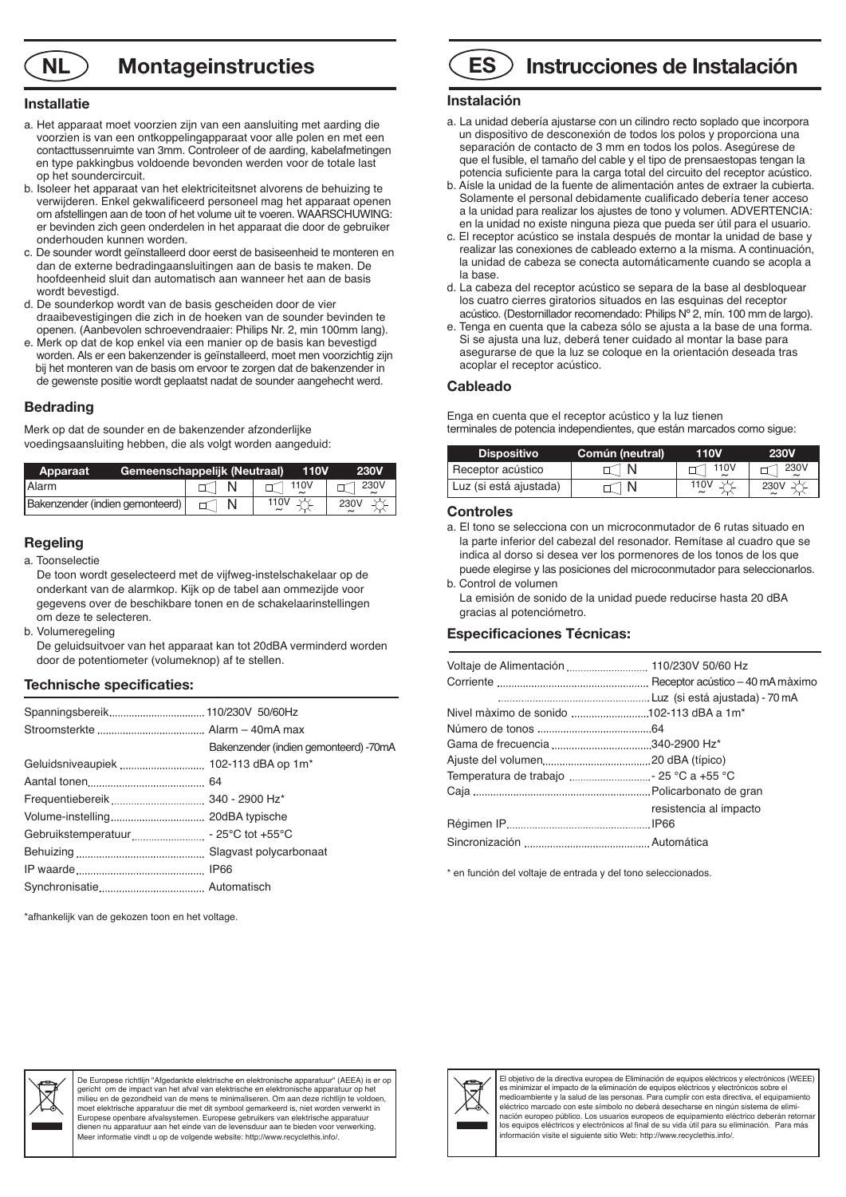# NL Montageinstructies

## Installatie

a. Het apparaat moet voorzien zijn van een aansluiting met aarding die voorzien is van een ontkoppelingapparaat voor alle polen en met een contacttussenruimte van 3mm. Controleer of de aarding, kabelafmetingen en type pakkingbus voldoende bevonden werden voor de totale last op het soundercircuit.

b. Isoleer het apparaat van het elektriciteitsnet alvorens de behuizing te verwijderen. Enkel gekwalificeerd personeel mag het apparaat openen om afstellingen aan de toon of het volume uit te voeren. WAARSCHUWING: er bevinden zich geen onderdelen in het apparaat die door de gebruiker onderhouden kunnen worden.

c. De sounder wordt geïnstalleerd door eerst de basiseenheid te monteren en dan de externe bedradingaansluitingen aan de basis te maken. De hoofdeenheid sluit dan automatisch aan wanneer het aan de basis wordt bevestigd.

d. De sounderkop wordt van de basis gescheiden door de vier draaibevestigingen die zich in de hoeken van de sounder bevinden te openen. (Aanbevolen schroevendraaier: Philips Nr. 2, min 100mm lang).

e. Merk op dat de kop enkel via een manier op de basis kan bevestigd worden. Als er een bakenzender is geïnstalleerd, moet men voorzichtig zijn bij het monteren van de basis om ervoor te zorgen dat de bakenzender in de gewenste positie wordt geplaatst nadat de sounder aangehecht werd.

## Bedrading

Merk op dat de sounder en de bakenzender afzonderlijke voedingsaansluiting hebben, die als volgt worden aangeduid:

| Apparaat | Gemeenschappelijk (Neutraal) | 110V | 230V |
|---|---|---|---|
| Alarm | N | 110V ~ | 230V ~ |
| Bakenzender (indien gemonteerd) | N | 110V ~ | 230V ~ |

## Regeling

a. Toonselectie

De toon wordt geselecteerd met de vijfweg-instelschakelaar op de onderkant van de alarmkop. Kijk op de tabel aan ommezijde voor gegevens over de beschikbare tonen en de schakelaarinstellingen om deze te selecteren.

b. Volumeregeling

De geluidsuitvoer van het apparaat kan tot 20dBA verminderd worden door de potentiometer (volumeknop) af te stellen.

## Technische specificaties:

| | |
|---|---|
| Spanningsbereik | 110/230V 50/60Hz |
| Stroomsterkte | Alarm – 40mA max |
| | Bakenzender (indien gemonteerd) -70mA |
| Geluidsniveaupiek | 102-113 dBA op 1m* |
| Aantal tonen | 64 |
| Frequentiebereik | 340 - 2900 Hz* |
| Volume-instelling | 20dBA typische |
| Gebruikstemperatuur | - 25°C tot +55°C |
| Behuizing | Slagvast polycarbonaat |
| IP waarde | IP66 |
| Synchronisatie | Automatisch |

*afhankelijk van de gekozen toon en het voltage.

De Europese richtlijn "Afgedankte elektrische en elektronische apparatuur" (AEEA) is er op gericht om de impact van het afval van elektrische en elektronische apparatuur op het milieu en de gezondheid van de mens te minimaliseren. Om aan deze richtlijn te voldoen, moet elektrische apparatuur die met dit symbool gemarkeerd is, niet worden verwerkt in Europese openbare afvalsystemen. Europese gebruikers van elektrische apparatuur dienen nu apparatuur aan het einde van de levensduur aan te bieden voor verwerking. Meer informatie vindt u op de volgende website: http://www.recyclethis.info/.

# ES Instrucciones de Instalación

## Instalación

a. La unidad debería ajustarse con un cilindro recto soplado que incorpora un dispositivo de desconexión de todos los polos y proporciona una separación de contacto de 3 mm en todos los polos. Asegúrese de que el fusible, el tamaño del cable y el tipo de prensaestopas tengan la potencia suficiente para la carga total del circuito del receptor acústico.

b. Aísle la unidad de la fuente de alimentación antes de extraer la cubierta. Solamente el personal debidamente cualificado debería tener acceso a la unidad para realizar los ajustes de tono y volumen. ADVERTENCIA: en la unidad no existe ninguna pieza que pueda ser útil para el usuario.

c. El receptor acústico se instala después de montar la unidad de base y realizar las conexiones de cableado externo a la misma. A continuación, la unidad de cabeza se conecta automáticamente cuando se acopla a la base.

d. La cabeza del receptor acústico se separa de la base al desbloquear los cuatro cierres giratorios situados en las esquinas del receptor acústico. (Destornillador recomendado: Philips Nº 2, mín. 100 mm de largo).

e. Tenga en cuenta que la cabeza sólo se ajusta a la base de una forma. Si se ajusta una luz, deberá tener cuidado al montar la base para asegurarse de que la luz se coloque en la orientación deseada tras acoplar el receptor acústico.

## Cableado

Enga en cuenta que el receptor acústico y la luz tienen terminales de potencia independientes, que están marcados como sigue:

| Dispositivo | Común (neutral) | 110V | 230V |
|---|---|---|---|
| Receptor acústico | N | 110V ~ | 230V ~ |
| Luz (si está ajustada) | N | 110V ~ | 230V ~ |

## Controles

a. El tono se selecciona con un microconmutador de 6 rutas situado en la parte inferior del cabezal del resonador. Remítase al cuadro que se indica al dorso si desea ver los pormenores de los tonos de los que puede elegirse y las posiciones del microconmutador para seleccionarlos.

b. Control de volumen

La emisión de sonido de la unidad puede reducirse hasta 20 dBA gracias al potenciómetro.

## Especificaciones Técnicas:

| | |
|---|---|
| Voltaje de Alimentación | 110/230V 50/60 Hz |
| Corriente | Receptor acústico – 40 mA màximo |
| | Luz (si está ajustada) - 70 mA |
| Nivel màximo de sonido | 102-113 dBA a 1m* |
| Número de tonos | 64 |
| Gama de frecuencia | 340-2900 Hz* |
| Ajuste del volumen | 20 dBA (típico) |
| Temperatura de trabajo | - 25 °C a +55 °C |
| Caja | Policarbonato de gran resistencia al impacto |
| Régimen IP | IP66 |
| Sincronización | Automática |

\* en función del voltaje de entrada y del tono seleccionados.

El objetivo de la directiva europea de Eliminación de equipos eléctricos y electrónicos (WEEE) es minimizar el impacto de la eliminación de equipos eléctricos y electrónicos sobre el medioambiente y la salud de las personas. Para cumplir con esta directiva, el equipamiento eléctrico marcado con este símbolo no deberá desecharse en ningún sistema de eliminación europeo público. Los usuarios europeos de equipamiento eléctrico deberán retornar los equipos eléctricos y electrónicos al final de su vida útil para su eliminación. Para más información visite el siguiente sitio Web: http://www.recyclethis.info/.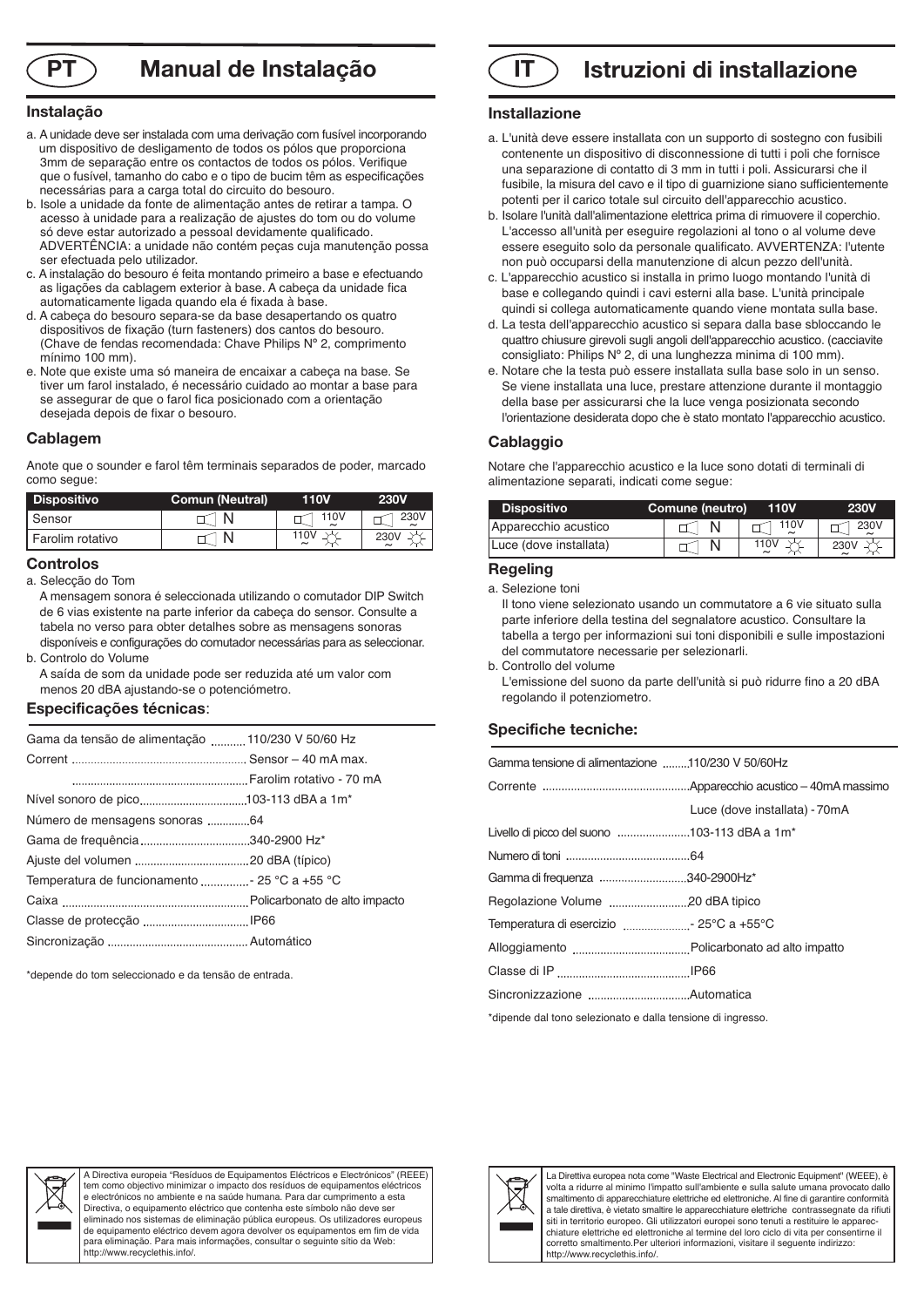# PT Manual de Instalação

## Instalação

a. A unidade deve ser instalada com uma derivação com fusível incorporando um dispositivo de desligamento de todos os pólos que proporciona 3mm de separação entre os contactos de todos os pólos. Verifique que o fusível, tamanho do cabo e o tipo de bucim têm as especificações necessárias para a carga total do circuito do besouro.
b. Isole a unidade da fonte de alimentação antes de retirar a tampa. O acesso à unidade para a realização de ajustes do tom ou do volume só deve estar autorizado a pessoal devidamente qualificado. ADVERTÊNCIA: a unidade não contém peças cuja manutenção possa ser efectuada pelo utilizador.
c. A instalação do besouro é feita montando primeiro a base e efectuando as ligações da cablagem exterior à base. A cabeça da unidade fica automaticamente ligada quando ela é fixada à base.
d. A cabeça do besouro separa-se da base desapertando os quatro dispositivos de fixação (turn fasteners) dos cantos do besouro. (Chave de fendas recomendada: Chave Philips Nº 2, comprimento mínimo 100 mm).
e. Note que existe uma só maneira de encaixar a cabeça na base. Se tiver um farol instalado, é necessário cuidado ao montar a base para se assegurar de que o farol fica posicionado com a orientação desejada depois de fixar o besouro.

## Cablagem

Anote que o sounder e farol têm terminais separados de poder, marcado como segue:

| Dispositivo | Comun (Neutral) | 110V | 230V |
|---|---|---|---|
| Sensor | N | 110V ~ | 230V ~ |
| Farolim rotativo | N | 110V ~ | 230V ~ |

## Controlos

a. Selecção do Tom
A mensagem sonora é seleccionada utilizando o comutador DIP Switch de 6 vias existente na parte inferior da cabeça do sensor. Consulte a tabela no verso para obter detalhes sobre as mensagens sonoras disponíveis e configurações do comutador necessárias para as seleccionar.
b. Controlo do Volume
A saída de som da unidade pode ser reduzida até um valor com menos 20 dBA ajustando-se o potenciómetro.

## Especificações técnicas:

Gama da tensão de alimentação .......... 110/230 V 50/60 Hz
Corrent ........................................... Sensor – 40 mA max.
........................................................ Farolim rotativo - 70 mA
Nível sonoro de pico ........................ 103-113 dBA a 1m*
Número de mensagens sonoras ............. 64
Gama de frequência ........................ 340-2900 Hz*
Ajuste del volumen .......................... 20 dBA (típico)
Temperatura de funcionamento .............. - 25 °C a +55 °C
Caixa ................................................ Policarbonato de alto impacto
Classe de protecção ......................... IP66
Sincronização .................................. Automático

*depende do tom seleccionado e da tensão de entrada.

A Directiva europeia "Resíduos de Equipamentos Eléctricos e Electrónicos" (REEE) tem como objectivo minimizar o impacto dos resíduos de equipamentos eléctricos e electrónicos no ambiente e na saúde humana. Para dar cumprimento a esta Directiva, o equipamento eléctrico que contenha este símbolo não deve ser eliminado nos sistemas de eliminação pública europeus. Os utilizadores europeus de equipamento eléctrico devem agora devolver os equipamentos em fim de vida para eliminação. Para mais informações, consultar o seguinte sítio da Web: http://www.recyclethis.info/.

# IT Istruzioni di installazione

## Installazione

a. L'unità deve essere installata con un supporto di sostegno con fusibili contenente un dispositivo di disconnessione di tutti i poli che fornisce una separazione di contatto di 3 mm in tutti i poli. Assicurarsi che il fusibile, la misura del cavo e il tipo di guarnizione siano sufficientemente potenti per il carico totale sul circuito dell'apparecchio acustico.
b. Isolare l'unità dall'alimentazione elettrica prima di rimuovere il coperchio. L'accesso all'unità per eseguire regolazioni al tono o al volume deve essere eseguito solo da personale qualificato. AVVERTENZA: l'utente non può occuparsi della manutenzione di alcun pezzo dell'unità.
c. L'apparecchio acustico si installa in primo luogo montando l'unità di base e collegando quindi i cavi esterni alla base. L'unità principale quindi si collega automaticamente quando viene montata sulla base.
d. La testa dell'apparecchio acustico si separa dalla base sbloccando le quattro chiusure girevoli sugli angoli dell'apparecchio acustico. (cacciavite consigliato: Philips N° 2, di una lunghezza minima di 100 mm).
e. Notare che la testa può essere installata sulla base solo in un senso. Se viene installata una luce, prestare attenzione durante il montaggio della base per assicurarsi che la luce venga posizionata secondo l'orientazione desiderata dopo che è stato montato l'apparecchio acustico.

## Cablaggio

Notare che l'apparecchio acustico e la luce sono dotati di terminali di alimentazione separati, indicati come segue:

| Dispositivo | Comune (neutro) | 110V | 230V |
|---|---|---|---|
| Apparecchio acustico | N | 110V ~ | 230V ~ |
| Luce (dove installata) | N | 110V ~ | 230V ~ |

## Regeling

a. Selezione toni
Il tono viene selezionato usando un commutatore a 6 vie situato sulla parte inferiore della testina del segnalatore acustico. Consultare la tabella a tergo per informazioni sui toni disponibili e sulle impostazioni del commutatore necessarie per selezionarli.
b. Controllo del volume
L'emissione del suono da parte dell'unità si può ridurre fino a 20 dBA regolando il potenziometro.

## Specifiche tecniche:

Gamma tensione di alimentazione ........ 110/230 V 50/60Hz
Corrente .............................................. Apparecchio acustico – 40mA massimo
Luce (dove installata) - 70mA
Livello di picco del suono ...................... 103-113 dBA a 1m*
Numero di toni ....................................... 64
Gamma di frequenza ........................... 340-2900Hz*
Regolazione Volume ......................... 20 dBA tipico
Temperatura di esercizio ..................... - 25°C a +55°C
Alloggiamento ..................................... Policarbonato ad alto impatto
Classe di IP .......................................... IP66
Sincronizzazione ................................. Automatica

*dipende dal tono selezionato e dalla tensione di ingresso.

La Direttiva europea nota come "Waste Electrical and Electronic Equipment" (WEEE), è volta a ridurre al minimo l'impatto sull'ambiente e sulla salute umana provocato dallo smaltimento di apparecchiature elettriche ed elettroniche. Al fine di garantire conformità a tale direttiva, è vietato smaltire le apparecchiature elettriche contrassegnate da rifiuti siti in territorio europeo. Gli utilizzatori europei sono tenuti a restituire le apparecchiature elettriche ed elettroniche al termine del loro ciclo di vita per consentirne il corretto smaltimento.Per ulteriori informazioni, visitare il seguente indirizzo: http://www.recyclethis.info/.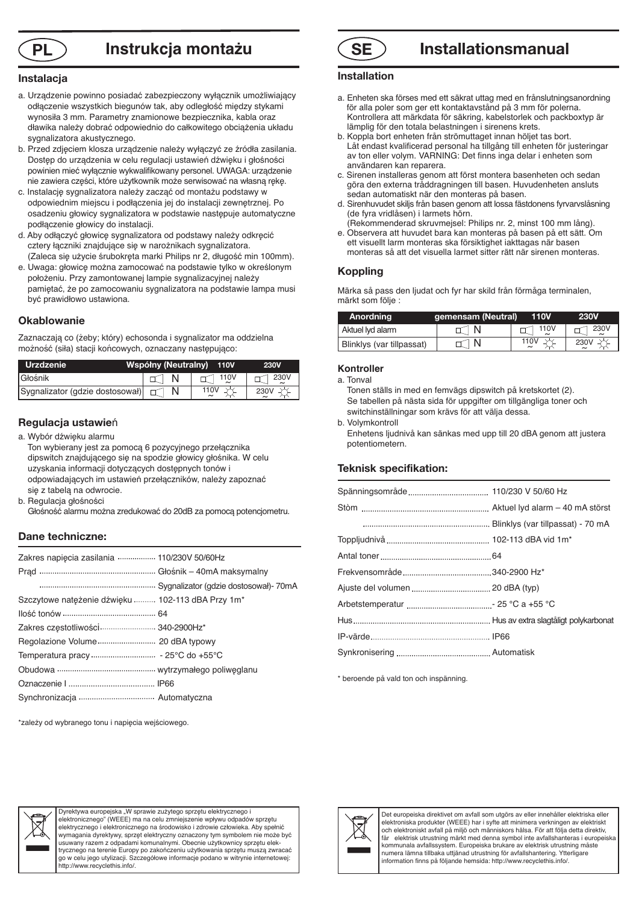# PL Instrukcja montażu

## Instalacja

a. Urządzenie powinno posiadać zabezpieczony wyłącznik umożliwiający odłączenie wszystkich biegunów tak, aby odległość między stykami wynosiła 3 mm. Parametry znamionowe bezpiecznika, kabla oraz dławika należy dobrać odpowiednio do całkowitego obciążenia układu sygnalizatora akustycznego.

b. Przed zdjęciem klosza urządzenie należy wyłączyć ze źródła zasilania. Dostęp do urządzenia w celu regulacji ustawień dźwięku i głośności powinien mieć wyłącznie wykwalifikowany personel. UWAGA: urządzenie nie zawiera części, które użytkownik może serwisować na własną rękę.

c. Instalację sygnalizatora należy zacząć od montażu podstawy w odpowiednim miejscu i podłączenia jej do instalacji zewnętrznej. Po osadzeniu głowicy sygnalizatora w podstawie następuje automatyczne podłączenie głowicy do instalacji.

d. Aby odłączyć głowicę sygnalizatora od podstawy należy odkręcić cztery łączniki znajdujące się w narożnikach sygnalizatora. (Zaleca się użycie śrubokręta marki Philips nr 2, długość min 100mm).

e. Uwaga: głowicę można zamocować na podstawie tylko w określonym położeniu. Przy zamontowanej lampie sygnalizacyjnej należy pamiętać, że po zamocowaniu sygnalizatora na podstawie lampa musi być prawidłowo ustawiona.

## Okablowanie

Zaznaczają co (żeby; który) echosonda i sygnalizator ma oddzielna możność (siła) stacji końcowych, oznaczany następująco:

| Urzdzenie | Wspólny (Neutralny) | 110V | 230V |
|---|---|---|---|
| Głośnik | N | 110V ~ | 230V ~ |
| Sygnalizator (gdzie dostosował) | N | 110V ~ | 230V ~ |

## Regulacja ustawień

a. Wybór dźwięku alarmu
Ton wybierany jest za pomocą 6 pozycyjnego przełącznika dipswitch znajdującego się na spodzie głowicy głośnika. W celu uzyskania informacji dotyczących dostępnych tonów i odpowiadających im ustawień przełączników, należy zapoznać się z tabelą na odwrocie.

b. Regulacja głośności
Głośność alarmu można zredukować do 20dB za pomocą potencjometru.

## Dane techniczne:

| | |
|---|---|
| Zakres napięcia zasilania | 110/230V 50/60Hz |
| Prąd | Głośnik – 40mA maksymalny |
| | Sygnalizator (gdzie dostosował)- 70mA |
| Szczytowe natężenie dźwięku | 102-113 dBA Przy 1m* |
| Ilość tonów | 64 |
| Zakres częstotliwości | 340-2900Hz* |
| Regolazione Volume | 20 dBA typowy |
| Temperatura pracy | - 25°C do +55°C |
| Obudowa | wytrzymałego poliwęglanu |
| Oznaczenie I | IP66 |
| Synchronizacja | Automatyczna |

*zależy od wybranego tonu i napięcia wejściowego.

Dyrektywa europejska „W sprawie zużytego sprzętu elektrycznego i elektronicznego" (WEEE) ma na celu zmniejszenie wpływu odpadów sprzętu elektrycznego i elektronicznego na środowisko i zdrowie człowieka. Aby spełnić wymagania dyrektywy, sprzęt elektryczny oznaczony tym symbolem nie może być usuwany razem z odpadami komunalnymi. Obecnie użytkownicy sprzętu elektrycznego na terenie Europy po zakończeniu użytkowania sprzętu muszą zwracać go w celu jego utylizacji. Szczegółowe informacje podano w witrynie internetowej: http://www.recyclethis.info/.

# SE Installationsmanual

## Installation

a. Enheten ska förses med ett säkrat uttag med en frånslutningsanordning för alla poler som ger ett kontaktavstånd på 3 mm för polerna. Kontrollera att märkdata för säkring, kabelstorlek och packboxtyp är lämplig för den totala belastningen i sirenens krets.

b. Koppla bort enheten från strömuttaget innan höljet tas bort. Låt endast kvalificerad personal ha tillgång till enheten för justeringar av ton eller volym. VARNING: Det finns inga delar i enheten som användaren kan reparera.

c. Sirenen installeras genom att först montera basenheten och sedan göra den externa tråddragningen till basen. Huvudenheten ansluts sedan automatiskt när den monteras på basen.

d. Sirenhuvudet skiljs från basen genom att lossa fästdonens fyrvarvslåsning (de fyra vridlåsen) i larmets hörn. (Rekommenderad skruvmejsel: Philips nr. 2, minst 100 mm lång).

e. Observera att huvudet bara kan monteras på basen på ett sätt. Om ett visuellt larm monteras ska försiktighet iakttagas när basen monteras så att det visuella larmet sitter rätt när sirenen monteras.

## Koppling

Märka så pass den ljudat och fyr har skild från förmåga terminalen, märkt som följe :

| Anordning | gemensam (Neutral) | 110V | 230V |
|---|---|---|---|
| Aktuel lyd alarm | N | 110V ~ | 230V ~ |
| Blinklys (var tillpassat) | N | 110V ~ | 230V ~ |

### Kontroller

a. Tonval
Tonen ställs in med en femvägs dipswitch på kretskortet (2). Se tabellen på nästa sida för uppgifter om tillgängliga toner och switchinställningar som krävs för att välja dessa.

b. Volymkontroll
Enhetens ljudnivå kan sänkas med upp till 20 dBA genom att justera potentiometern.

## Teknisk specifikation:

| | |
|---|---|
| Spänningsområde | 110/230 V 50/60 Hz |
| Stöm | Aktuel lyd alarm – 40 mA störst |
| | Blinklys (var tillpassat) - 70 mA |
| Toppljudnivå | 102-113 dBA vid 1m* |
| Antal toner | 64 |
| Frekvensområde | 340-2900 Hz* |
| Ajuste del volumen | 20 dBA (typ) |
| Arbetstemperatur | - 25 °C a +55 °C |
| Hus | Hus av extra slagtåligt polykarbonat |
| IP-värde | IP66 |
| Synkronisering | Automatisk |

* beroende på vald ton och inspänning.

Det europeiska direktivet om avfall som utgörs av eller innehåller elektriska eller elektroniska produkter (WEEE) har i syfte att minimera verkningen av elektriskt och elektroniskt avfall på miljö och människors hälsa. För att följa detta direktiv, får elektrisk utrustning märkt med denna symbol inte avfallshanteras i europeiska kommunala avfallssystem. Europeiska brukare av elektrisk utrustning måste numera lämna tillbaka uttjänad utrustning för avfallshantering. Ytterligare information finns på följande hemsida: http://www.recyclethis.info/.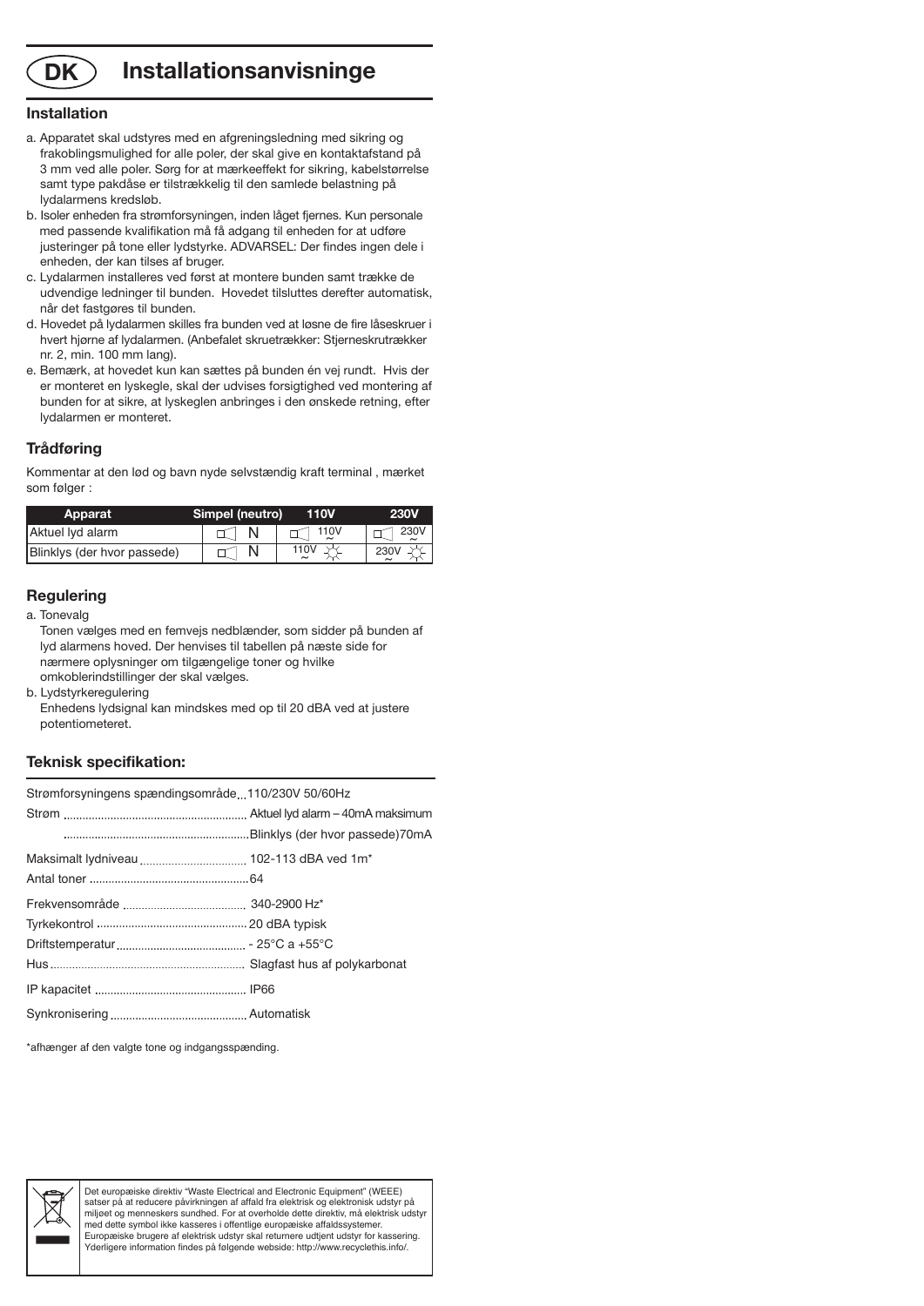# DK Installationsanvisninge

## Installation

a. Apparatet skal udstyres med en afgreningsledning med sikring og frakoblingsmulighed for alle poler, der skal give en kontaktafstand på 3 mm ved alle poler. Sørg for at mærkeeffekt for sikring, kabelstørrelse samt type pakdåse er tilstrækkelig til den samlede belastning på lydalarmens kredsløb.

b. Isoler enheden fra strømforsyningen, inden låget fjernes. Kun personale med passende kvalifikation må få adgang til enheden for at udføre justeringer på tone eller lydstyrke. ADVARSEL: Der findes ingen dele i enheden, der kan tilses af bruger.

c. Lydalarmen installeres ved først at montere bunden samt trække de udvendige ledninger til bunden. Hovedet tilsluttes derefter automatisk, når det fastgøres til bunden.

d. Hovedet på lydalarmen skilles fra bunden ved at løsne de fire låseskruer i hvert hjørne af lydalarmen. (Anbefalet skruetrækker: Stjerneskrutrækker nr. 2, min. 100 mm lang).

e. Bemærk, at hovedet kun kan sættes på bunden én vej rundt. Hvis der er monteret en lyskegle, skal der udvises forsigtighed ved montering af bunden for at sikre, at lyskeglen anbringes i den ønskede retning, efter lydalarmen er monteret.

## Trådføring

Kommentar at den lød og bavn nyde selvstændig kraft terminal , mærket som følger :

| Apparat | Simpel (neutro) | 110V | 230V |
|---|---|---|---|
| Aktuel lyd alarm | N | 110V ~ | 230V ~ |
| Blinklys (der hvor passede) | N | 110V ~ | 230V ~ |

## Regulering

a. Tonevalg

Tonen vælges med en femvejs nedblænder, som sidder på bunden af lyd alarmens hoved. Der henvises til tabellen på næste side for nærmere oplysninger om tilgængelige toner og hvilke omkoblerindstillinger der skal vælges.

b. Lydstyrkeregulering

Enhedens lydsignal kan mindskes med op til 20 dBA ved at justere potentiometeret.

## Teknisk specifikation:

| | |
|---|---|
| Strømforsyningens spændingsområde | 110/230V 50/60Hz |
| Strøm | Aktuel lyd alarm – 40mA maksimum |
| | Blinklys (der hvor passede)70mA |
| Maksimalt lydniveau | 102-113 dBA ved 1m* |
| Antal toner | 64 |
| Frekvensområde | 340-2900 Hz* |
| Tyrkekontrol | 20 dBA typisk |
| Driftstemperatur | - 25°C a +55°C |
| Hus | Slagfast hus af polykarbonat |
| IP kapacitet | IP66 |
| Synkronisering | Automatisk |

*afhænger af den valgte tone og indgangsspænding.

Det europæiske direktiv "Waste Electrical and Electronic Equipment" (WEEE) satser på at reducere påvirkningen af affald fra elektrisk og elektronisk udstyr på miljøet og menneskers sundhed. For at overholde dette direktiv, må elektrisk udstyr med dette symbol ikke kasseres i offentlige europæiske affaldssystemer. Europæiske brugere af elektrisk udstyr skal returnere udtjent udstyr for kassering. Yderligere information findes på følgende webside: http://www.recyclethis.info/.